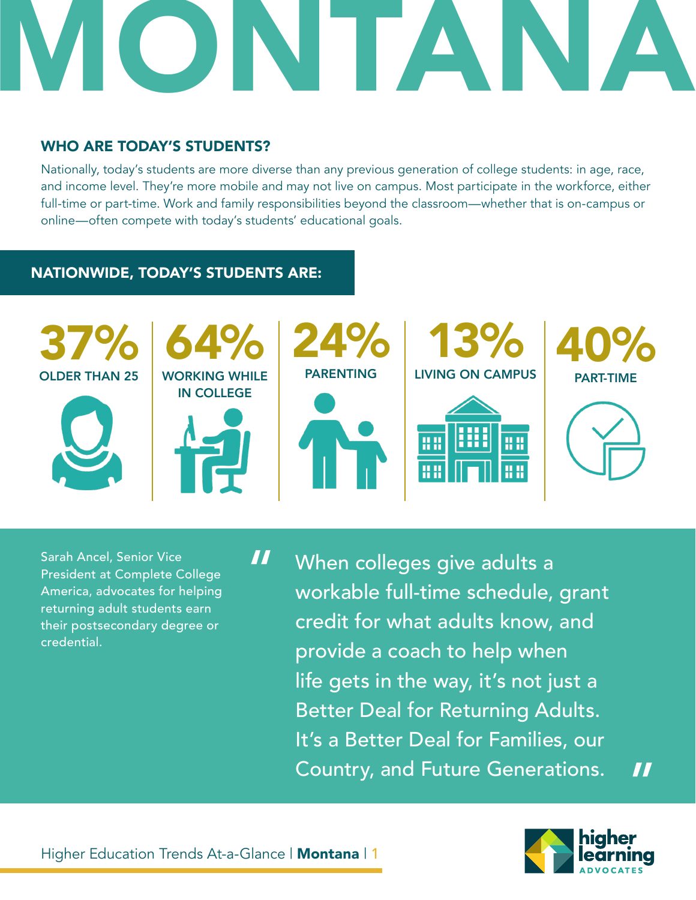# MONTANA

## WHO ARE TODAY'S STUDENTS?

Nationally, today's students are more diverse than any previous generation of college students: in age, race, and income level. They're more mobile and may not live on campus. Most participate in the workforce, either full-time or part-time. Work and family responsibilities beyond the classroom—whether that is on-campus or online—often compete with today's students' educational goals.

### NATIONWIDE, TODAY'S STUDENTS ARE:

- **37%** OLDER THAN 25
- **64%** WORKING WHILE IN COLLEGE
- **24%** PARENTING
- **13%** LIVING ON CAMPUS
- **40%** PART-TIME

Sarah Ancel, Senior Vice President at Complete College America, advocates for helping returning adult students earn their postsecondary degree or credential.

> "When colleges give adults a workable full-time schedule, grant credit for what adults know, and provide a coach to help when life gets in the way, it's not just a Better Deal for Returning Adults. It's a Better Deal for Families, our Country, and Future Generations."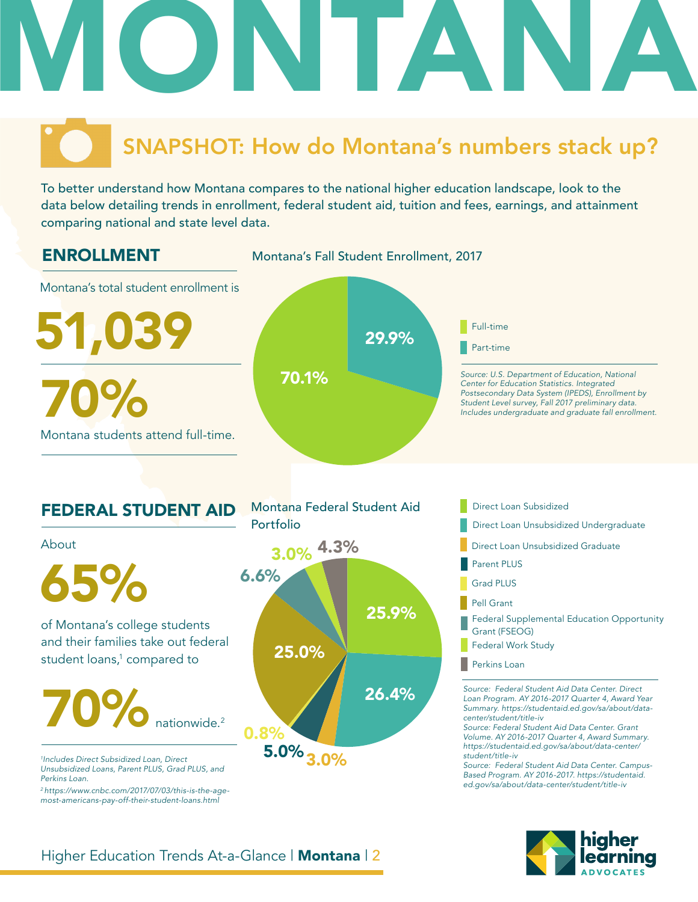# MONTANA

## SNAPSHOT: How do Montana's numbers stack up?

To better understand how Montana compares to the national higher education landscape, look to the data below detailing trends in enrollment, federal student aid, tuition and fees, earnings, and attainment comparing national and state level data.

### ENROLLMENT

Montana's total student enrollment is

**51,039**

**70%**

Montana students attend full-time.

**Montana's Fall Student Enrollment, 2017**

| Enrollment | Percentage |
|---|---|
| Full-time | 70.1% |
| Part-time | 29.9% |

*Source: U.S. Department of Education, National Center for Education Statistics. Integrated Postsecondary Data System (IPEDS), Enrollment by Student Level survey, Fall 2017 preliminary data. Includes undergraduate and graduate fall enrollment.*

### FEDERAL STUDENT AID

About

**65%**

of Montana's college students and their families take out federal student loans,[1] compared to

**70%** nationwide.[2]

*[1]Includes Direct Subsidized Loan, Direct Unsubsidized Loans, Parent PLUS, Grad PLUS, and Perkins Loan.*

*[2] https://www.cnbc.com/2017/07/03/this-is-the-age-most-americans-pay-off-their-student-loans.html*

**Montana Federal Student Aid Portfolio**

| Aid Type | Percentage |
|---|---|
| Direct Loan Subsidized | 25.9% |
| Direct Loan Unsubsidized Undergraduate | 26.4% |
| Direct Loan Unsubsidized Graduate | 3.0% |
| Parent PLUS | 5.0% |
| Grad PLUS | 0.8% |
| Pell Grant | 25.0% |
| Federal Supplemental Education Opportunity Grant (FSEOG) | 6.6% |
| Federal Work Study | 3.0% |
| Perkins Loan | 4.3% |

*Source: Federal Student Aid Data Center. Direct Loan Program. AY 2016-2017 Quarter 4, Award Year Summary. https://studentaid.ed.gov/sa/about/data-center/student/title-iv*

*Source: Federal Student Aid Data Center. Grant Volume. AY 2016-2017 Quarter 4, Award Summary. https://studentaid.ed.gov/sa/about/data-center/student/title-iv*

*Source: Federal Student Aid Data Center. Campus-Based Program. AY 2016-2017. https://studentaid.ed.gov/sa/about/data-center/student/title-iv*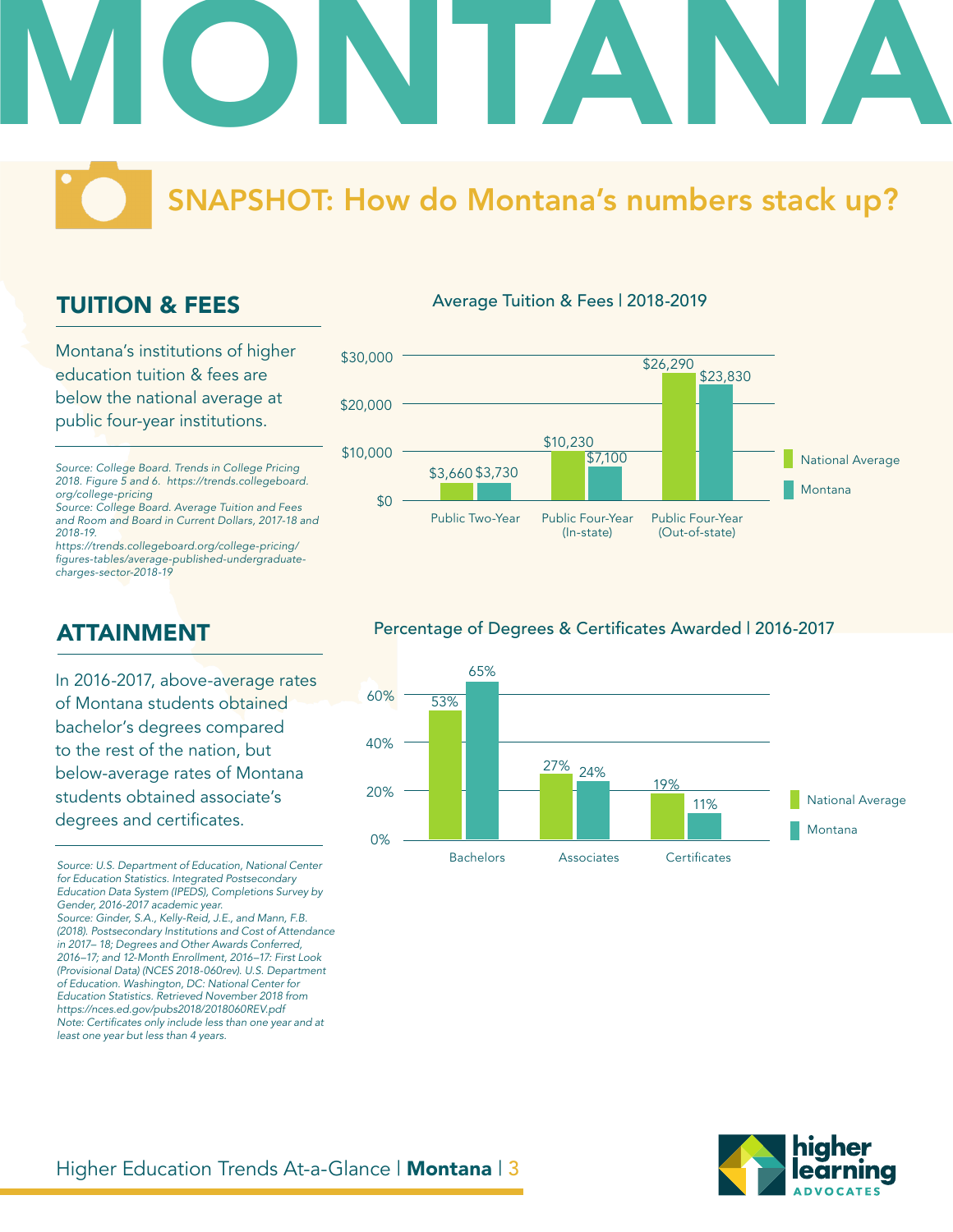# MONTANA

## SNAPSHOT: How do Montana's numbers stack up?

## TUITION & FEES

Montana's institutions of higher education tuition & fees are below the national average at public four-year institutions.

*Source: College Board. Trends in College Pricing 2018. Figure 5 and 6. https://trends.collegeboard.org/college-pricing*
*Source: College Board. Average Tuition and Fees and Room and Board in Current Dollars, 2017-18 and 2018-19. https://trends.collegeboard.org/college-pricing/figures-tables/average-published-undergraduate-charges-sector-2018-19*

**Average Tuition & Fees | 2018-2019**

| | National Average | Montana |
|---|---|---|
| Public Two-Year | $3,660 | $3,730 |
| Public Four-Year (In-state) | $10,230 | $7,100 |
| Public Four-Year (Out-of-state) | $26,290 | $23,830 |

## ATTAINMENT

In 2016-2017, above-average rates of Montana students obtained bachelor's degrees compared to the rest of the nation, but below-average rates of Montana students obtained associate's degrees and certificates.

*Source: U.S. Department of Education, National Center for Education Statistics. Integrated Postsecondary Education Data System (IPEDS), Completions Survey by Gender, 2016-2017 academic year.*
*Source: Ginder, S.A., Kelly-Reid, J.E., and Mann, F.B. (2018). Postsecondary Institutions and Cost of Attendance in 2017– 18; Degrees and Other Awards Conferred, 2016–17; and 12-Month Enrollment, 2016–17: First Look (Provisional Data) (NCES 2018-060rev). U.S. Department of Education. Washington, DC: National Center for Education Statistics. Retrieved November 2018 from https://nces.ed.gov/pubs2018/2018060REV.pdf*
*Note: Certificates only include less than one year and at least one year but less than 4 years.*

**Percentage of Degrees & Certificates Awarded | 2016-2017**

| | National Average | Montana |
|---|---|---|
| Bachelors | 53% | 65% |
| Associates | 27% | 24% |
| Certificates | 19% | 11% |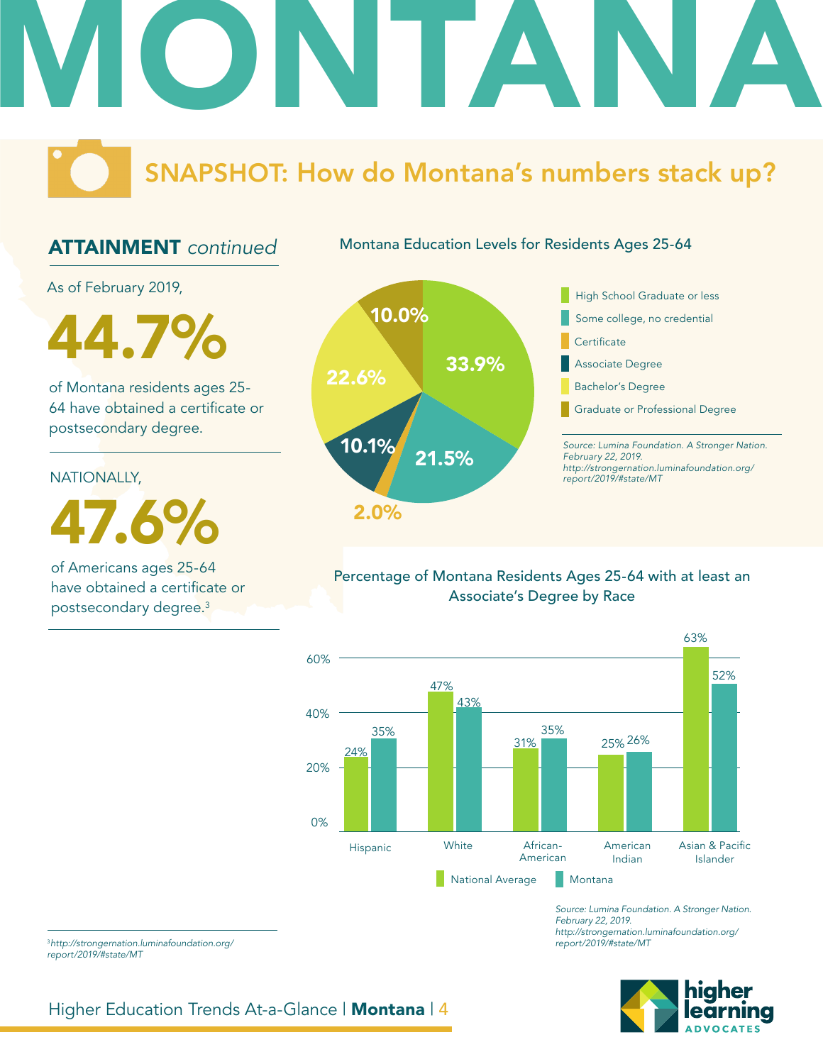# MONTANA

## SNAPSHOT: How do Montana's numbers stack up?

### ATTAINMENT *continued*

As of February 2019,

**44.7%**

of Montana residents ages 25-64 have obtained a certificate or postsecondary degree.

NATIONALLY,

**47.6%**

of Americans ages 25-64 have obtained a certificate or postsecondary degree.[3]

**Montana Education Levels for Residents Ages 25-64**

| Education Level | Percentage |
| --- | --- |
| High School Graduate or less | 33.9% |
| Some college, no credential | 21.5% |
| Certificate | 2.0% |
| Associate Degree | 10.1% |
| Bachelor's Degree | 22.6% |
| Graduate or Professional Degree | 10.0% |

*Source: Lumina Foundation. A Stronger Nation. February 22, 2019. http://strongernation.luminafoundation.org/report/2019/#state/MT*

**Percentage of Montana Residents Ages 25-64 with at least an Associate's Degree by Race**

| Race | National Average | Montana |
| --- | --- | --- |
| Hispanic | 24% | 35% |
| White | 47% | 43% |
| African-American | 31% | 35% |
| American Indian | 25% | 26% |
| Asian & Pacific Islander | 63% | 52% |

*Source: Lumina Foundation. A Stronger Nation. February 22, 2019. http://strongernation.luminafoundation.org/report/2019/#state/MT*

[3] *http://strongernation.luminafoundation.org/report/2019/#state/MT*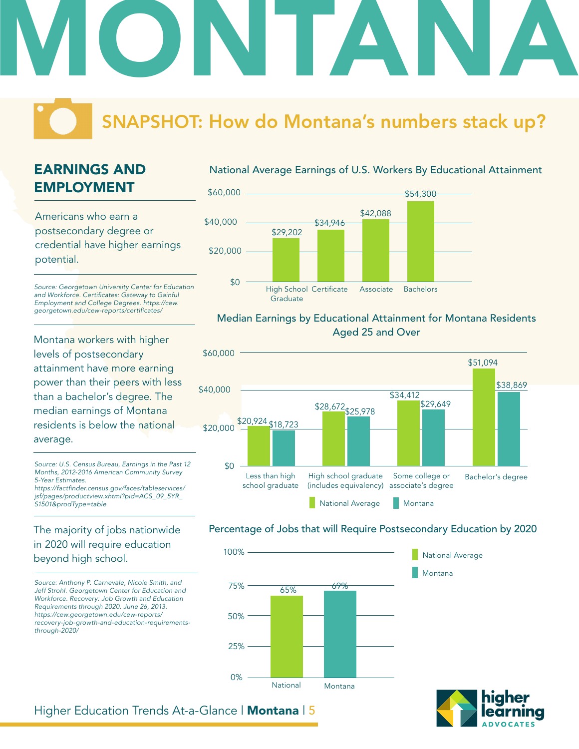# MONTANA

## SNAPSHOT: How do Montana's numbers stack up?

### EARNINGS AND EMPLOYMENT

Americans who earn a postsecondary degree or credential have higher earnings potential.

*Source: Georgetown University Center for Education and Workforce. Certificates: Gateway to Gainful Employment and College Degrees. https://cew.georgetown.edu/cew-reports/certificates/*

**National Average Earnings of U.S. Workers By Educational Attainment**

| Educational Attainment | Earnings |
|---|---|
| High School Graduate | $29,202 |
| Certificate | $34,946 |
| Associate | $42,088 |
| Bachelors | $54,300 |

Montana workers with higher levels of postsecondary attainment have more earning power than their peers with less than a bachelor's degree. The median earnings of Montana residents is below the national average.

*Source: U.S. Census Bureau, Earnings in the Past 12 Months, 2012-2016 American Community Survey 5-Year Estimates. https://factfinder.census.gov/faces/tableservices/jsf/pages/productview.xhtml?pid=ACS_09_5YR_S1501&prodType=table*

**Median Earnings by Educational Attainment for Montana Residents Aged 25 and Over**

| Educational Attainment | National Average | Montana |
|---|---|---|
| Less than high school graduate | $20,924 | $18,723 |
| High school graduate (includes equivalency) | $28,672 | $25,978 |
| Some college or associate's degree | $34,412 | $29,649 |
| Bachelor's degree | $51,094 | $38,869 |

The majority of jobs nationwide in 2020 will require education beyond high school.

*Source: Anthony P. Carnevale, Nicole Smith, and Jeff Strohl. Georgetown Center for Education and Workforce. Recovery: Job Growth and Education Requirements through 2020. June 26, 2013. https://cew.georgetown.edu/cew-reports/recovery-job-growth-and-education-requirements-through-2020/*

**Percentage of Jobs that will Require Postsecondary Education by 2020**

| | Percentage |
|---|---|
| National | 65% |
| Montana | 69% |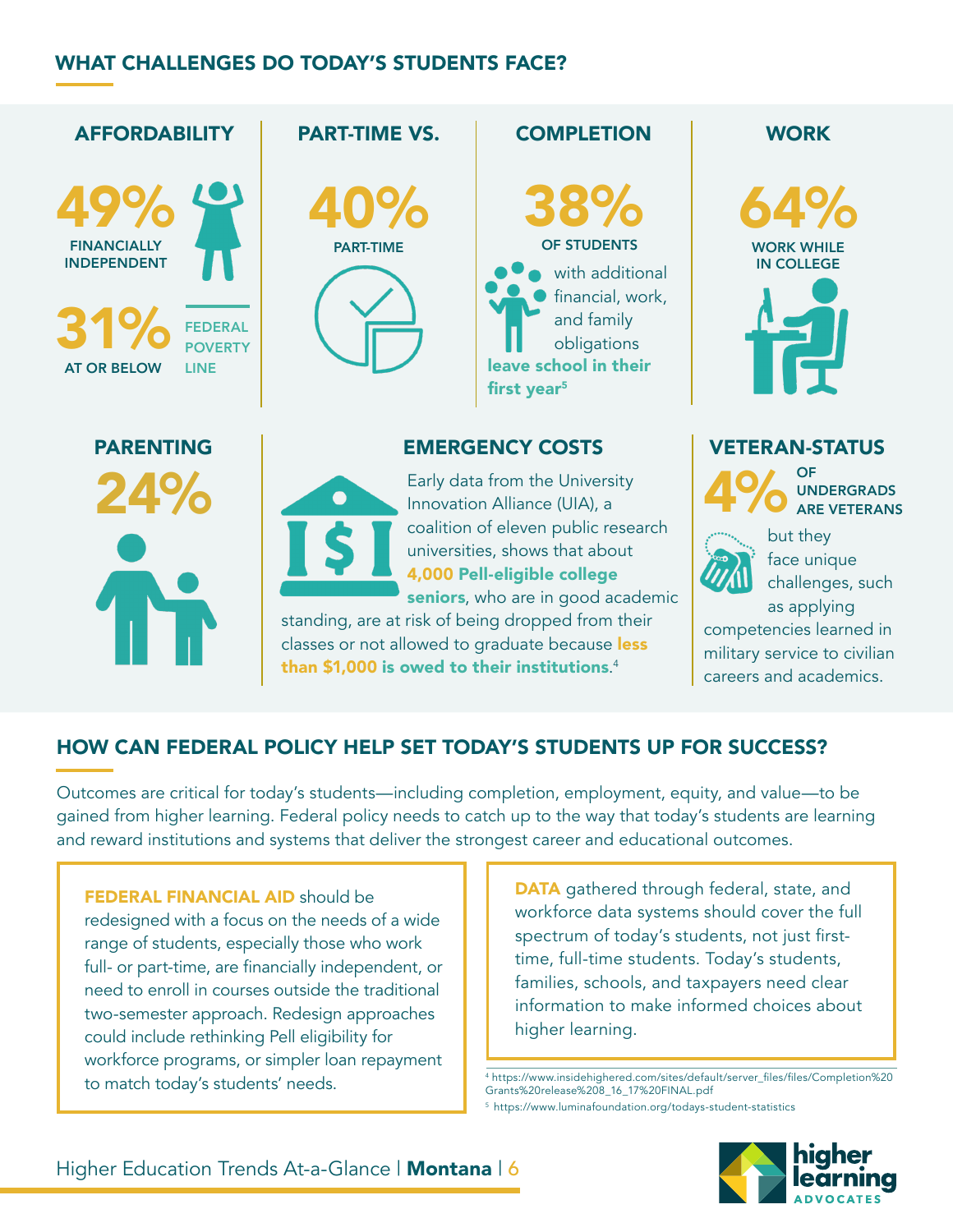## WHAT CHALLENGES DO TODAY'S STUDENTS FACE?

### AFFORDABILITY

**49%** FINANCIALLY INDEPENDENT

**31%** AT OR BELOW FEDERAL POVERTY LINE

### PART-TIME VS.

**40%** PART-TIME

### COMPLETION

**38%** OF STUDENTS with additional financial, work, and family obligations **leave school in their first year**[5]

### WORK

**64%** WORK WHILE IN COLLEGE

### PARENTING

**24%**

### EMERGENCY COSTS

Early data from the University Innovation Alliance (UIA), a coalition of eleven public research universities, shows that about **4,000 Pell-eligible college seniors**, who are in good academic standing, are at risk of being dropped from their classes or not allowed to graduate because **less than $1,000 is owed to their institutions.**[4]

### VETERAN-STATUS

**4%** OF UNDERGRADS ARE VETERANS

but they face unique challenges, such as applying competencies learned in military service to civilian careers and academics.

## HOW CAN FEDERAL POLICY HELP SET TODAY'S STUDENTS UP FOR SUCCESS?

Outcomes are critical for today's students—including completion, employment, equity, and value—to be gained from higher learning. Federal policy needs to catch up to the way that today's students are learning and reward institutions and systems that deliver the strongest career and educational outcomes.

**FEDERAL FINANCIAL AID** should be redesigned with a focus on the needs of a wide range of students, especially those who work full- or part-time, are financially independent, or need to enroll in courses outside the traditional two-semester approach. Redesign approaches could include rethinking Pell eligibility for workforce programs, or simpler loan repayment to match today's students' needs.

**DATA** gathered through federal, state, and workforce data systems should cover the full spectrum of today's students, not just first-time, full-time students. Today's students, families, schools, and taxpayers need clear information to make informed choices about higher learning.

[4] https://www.insidehighered.com/sites/default/server_files/files/Completion%20Grants%20release%208_16_17%20FINAL.pdf

[5] https://www.luminafoundation.org/todays-student-statistics